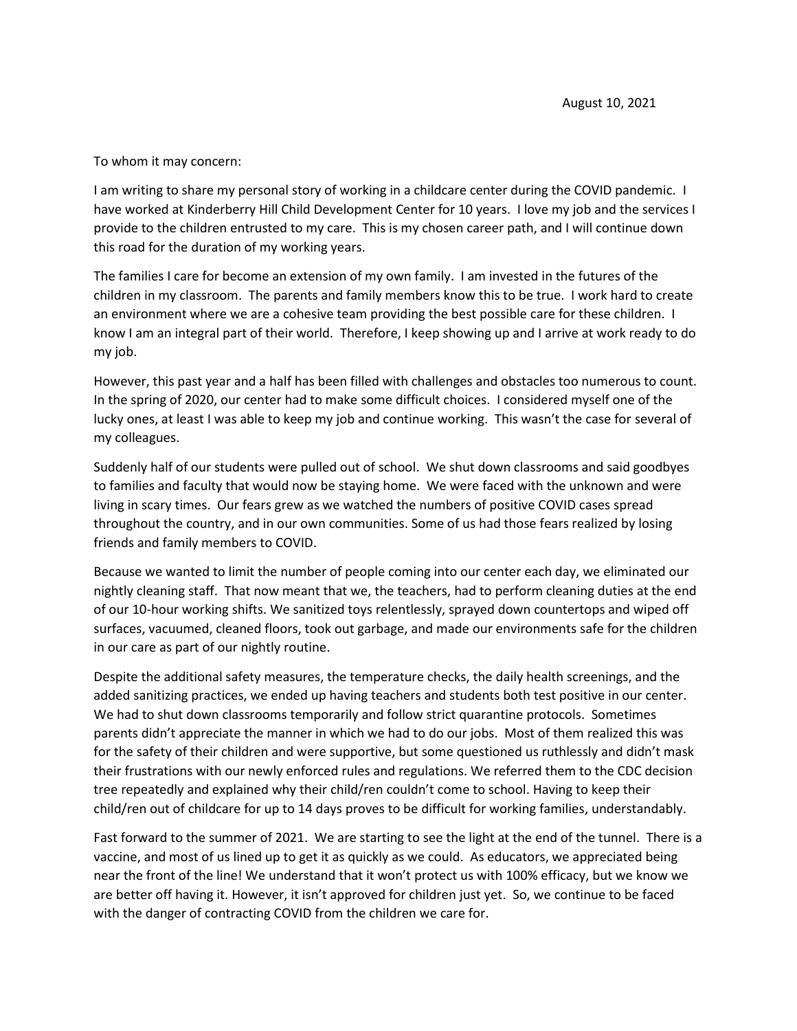August 10, 2021

To whom it may concern:

I am writing to share my personal story of working in a childcare center during the COVID pandemic. I have worked at Kinderberry Hill Child Development Center for 10 years. I love my job and the services I provide to the children entrusted to my care. This is my chosen career path, and I will continue down this road for the duration of my working years.

The families I care for become an extension of my own family. I am invested in the futures of the children in my classroom. The parents and family members know this to be true. I work hard to create an environment where we are a cohesive team providing the best possible care for these children. I know I am an integral part of their world. Therefore, I keep showing up and I arrive at work ready to do my job.

However, this past year and a half has been filled with challenges and obstacles too numerous to count. In the spring of 2020, our center had to make some difficult choices. I considered myself one of the lucky ones, at least I was able to keep my job and continue working. This wasn't the case for several of my colleagues.

Suddenly half of our students were pulled out of school. We shut down classrooms and said goodbyes to families and faculty that would now be staying home. We were faced with the unknown and were living in scary times. Our fears grew as we watched the numbers of positive COVID cases spread throughout the country, and in our own communities. Some of us had those fears realized by losing friends and family members to COVID.

Because we wanted to limit the number of people coming into our center each day, we eliminated our nightly cleaning staff. That now meant that we, the teachers, had to perform cleaning duties at the end of our 10-hour working shifts. We sanitized toys relentlessly, sprayed down countertops and wiped off surfaces, vacuumed, cleaned floors, took out garbage, and made our environments safe for the children in our care as part of our nightly routine.

Despite the additional safety measures, the temperature checks, the daily health screenings, and the added sanitizing practices, we ended up having teachers and students both test positive in our center. We had to shut down classrooms temporarily and follow strict quarantine protocols. Sometimes parents didn't appreciate the manner in which we had to do our jobs. Most of them realized this was for the safety of their children and were supportive, but some questioned us ruthlessly and didn't mask their frustrations with our newly enforced rules and regulations. We referred them to the CDC decision tree repeatedly and explained why their child/ren couldn't come to school. Having to keep their child/ren out of childcare for up to 14 days proves to be difficult for working families, understandably.

Fast forward to the summer of 2021. We are starting to see the light at the end of the tunnel. There is a vaccine, and most of us lined up to get it as quickly as we could. As educators, we appreciated being near the front of the line! We understand that it won't protect us with 100% efficacy, but we know we are better off having it. However, it isn't approved for children just yet. So, we continue to be faced with the danger of contracting COVID from the children we care for.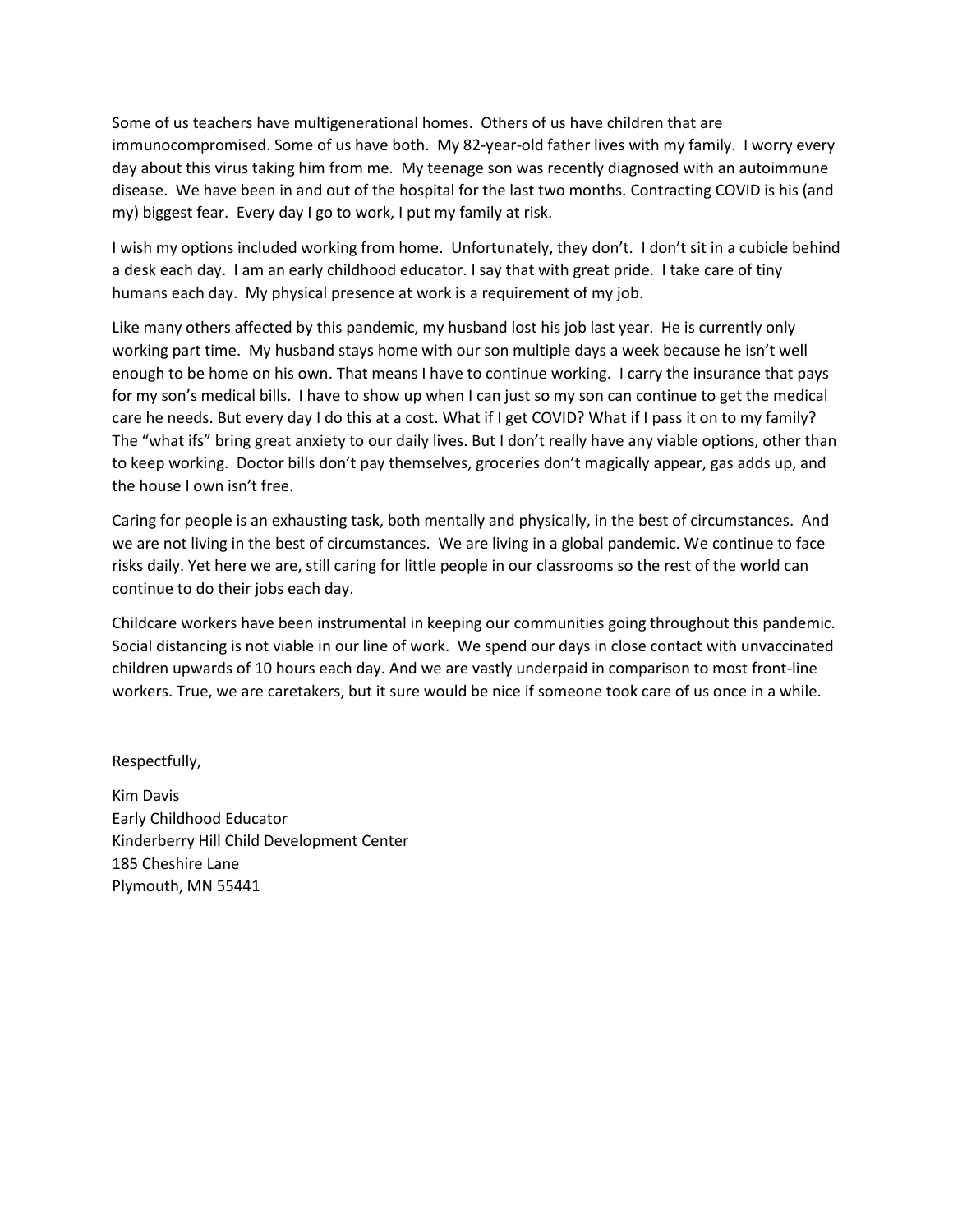Some of us teachers have multigenerational homes. Others of us have children that are immunocompromised. Some of us have both. My 82-year-old father lives with my family. I worry every day about this virus taking him from me. My teenage son was recently diagnosed with an autoimmune disease. We have been in and out of the hospital for the last two months. Contracting COVID is his (and my) biggest fear. Every day I go to work, I put my family at risk.

I wish my options included working from home. Unfortunately, they don't. I don't sit in a cubicle behind a desk each day. I am an early childhood educator. I say that with great pride. I take care of tiny humans each day. My physical presence at work is a requirement of my job.

Like many others affected by this pandemic, my husband lost his job last year. He is currently only working part time. My husband stays home with our son multiple days a week because he isn't well enough to be home on his own. That means I have to continue working. I carry the insurance that pays for my son's medical bills. I have to show up when I can just so my son can continue to get the medical care he needs. But every day I do this at a cost. What if I get COVID? What if I pass it on to my family? The "what ifs" bring great anxiety to our daily lives. But I don't really have any viable options, other than to keep working. Doctor bills don't pay themselves, groceries don't magically appear, gas adds up, and the house I own isn't free.

Caring for people is an exhausting task, both mentally and physically, in the best of circumstances. And we are not living in the best of circumstances. We are living in a global pandemic. We continue to face risks daily. Yet here we are, still caring for little people in our classrooms so the rest of the world can continue to do their jobs each day.

Childcare workers have been instrumental in keeping our communities going throughout this pandemic. Social distancing is not viable in our line of work. We spend our days in close contact with unvaccinated children upwards of 10 hours each day. And we are vastly underpaid in comparison to most front-line workers. True, we are caretakers, but it sure would be nice if someone took care of us once in a while.

Respectfully,

Kim Davis
Early Childhood Educator
Kinderberry Hill Child Development Center
185 Cheshire Lane
Plymouth, MN 55441